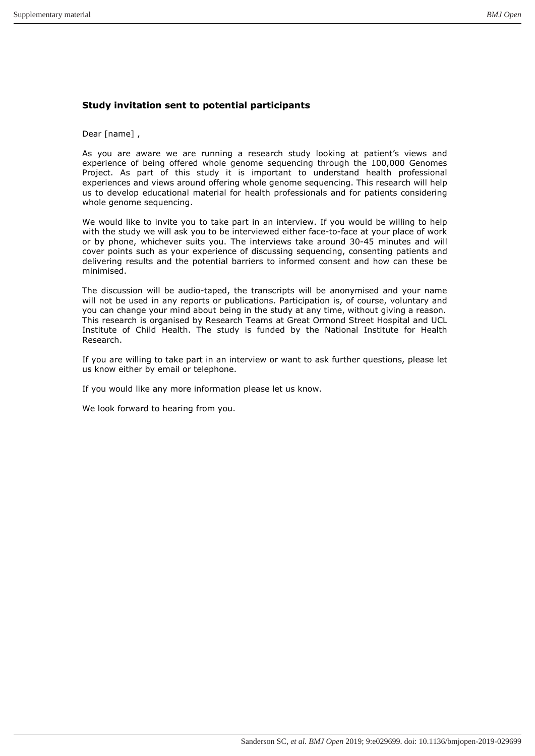## Study invitation sent to potential participants

Dear [name] ,

As you are aware we are running a research study looking at patient's views and experience of being offered whole genome sequencing through the 100,000 Genomes Project. As part of this study it is important to understand health professional experiences and views around offering whole genome sequencing. This research will help us to develop educational material for health professionals and for patients considering whole genome sequencing.

We would like to invite you to take part in an interview. If you would be willing to help with the study we will ask you to be interviewed either face-to-face at your place of work or by phone, whichever suits you. The interviews take around 30-45 minutes and will cover points such as your experience of discussing sequencing, consenting patients and delivering results and the potential barriers to informed consent and how can these be minimised.

The discussion will be audio-taped, the transcripts will be anonymised and your name will not be used in any reports or publications. Participation is, of course, voluntary and you can change your mind about being in the study at any time, without giving a reason. This research is organised by Research Teams at Great Ormond Street Hospital and UCL Institute of Child Health. The study is funded by the National Institute for Health Research.

If you are willing to take part in an interview or want to ask further questions, please let us know either by email or telephone.

If you would like any more information please let us know.

We look forward to hearing from you.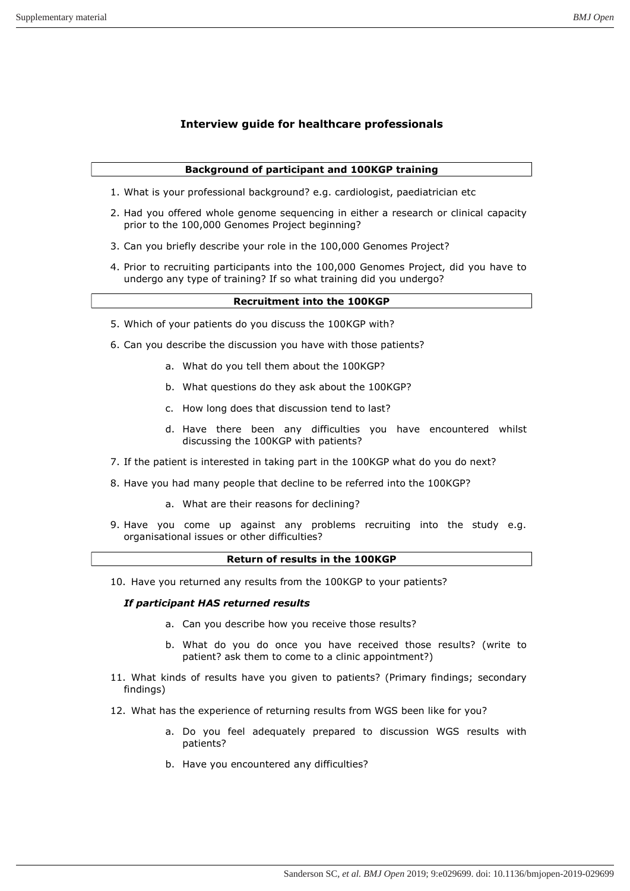# Interview guide for healthcare professionals

## Background of participant and 100KGP training

1. What is your professional background? e.g. cardiologist, paediatrician etc
2. Had you offered whole genome sequencing in either a research or clinical capacity prior to the 100,000 Genomes Project beginning?
3. Can you briefly describe your role in the 100,000 Genomes Project?
4. Prior to recruiting participants into the 100,000 Genomes Project, did you have to undergo any type of training? If so what training did you undergo?

## Recruitment into the 100KGP

5. Which of your patients do you discuss the 100KGP with?
6. Can you describe the discussion you have with those patients?
   a. What do you tell them about the 100KGP?
   b. What questions do they ask about the 100KGP?
   c. How long does that discussion tend to last?
   d. Have there been any difficulties you have encountered whilst discussing the 100KGP with patients?
7. If the patient is interested in taking part in the 100KGP what do you do next?
8. Have you had many people that decline to be referred into the 100KGP?
   a. What are their reasons for declining?
9. Have you come up against any problems recruiting into the study e.g. organisational issues or other difficulties?

## Return of results in the 100KGP

10. Have you returned any results from the 100KGP to your patients?

***If participant HAS returned results***

   a. Can you describe how you receive those results?
   b. What do you do once you have received those results? (write to patient? ask them to come to a clinic appointment?)

11. What kinds of results have you given to patients? (Primary findings; secondary findings)
12. What has the experience of returning results from WGS been like for you?
   a. Do you feel adequately prepared to discussion WGS results with patients?
   b. Have you encountered any difficulties?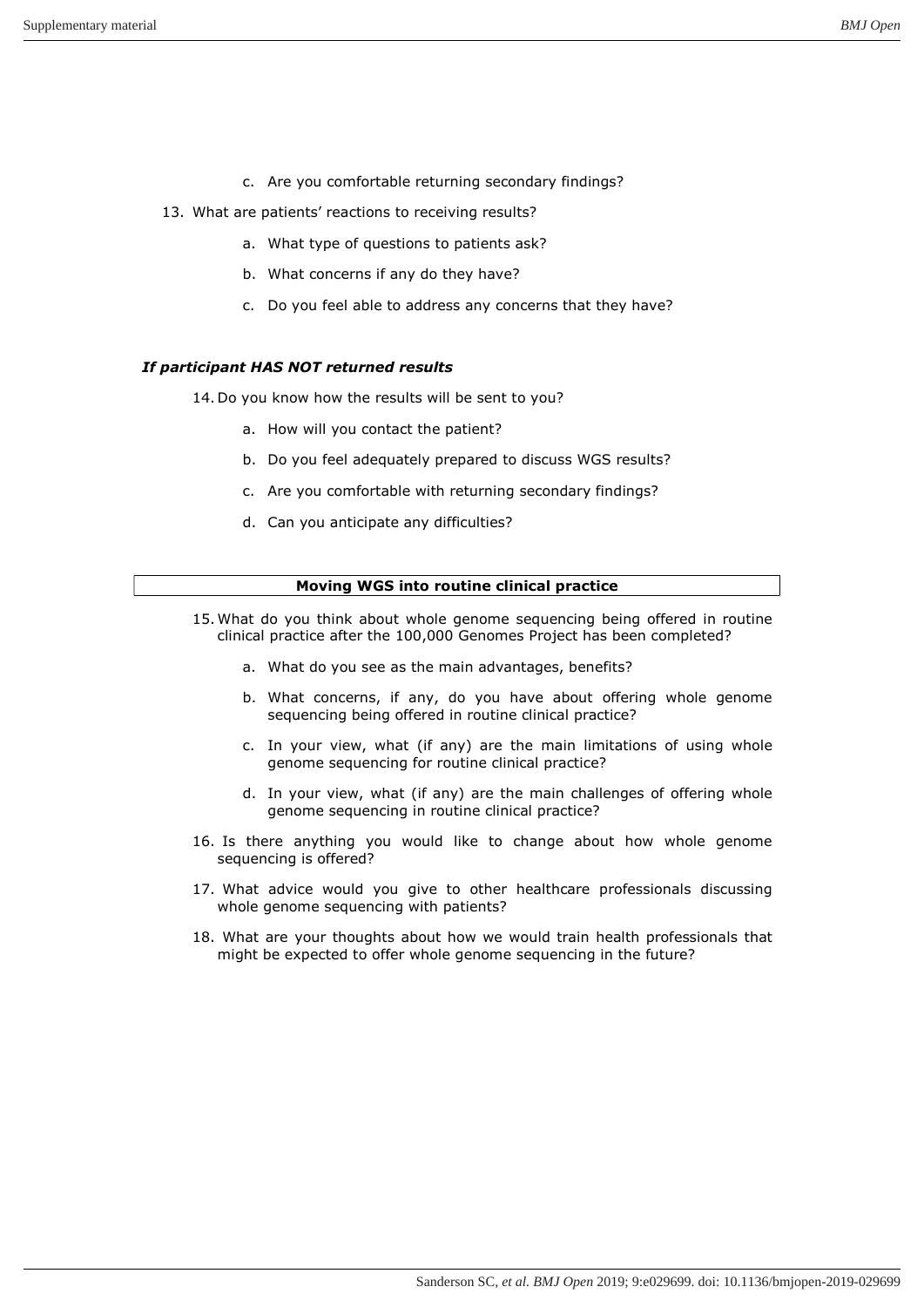c. Are you comfortable returning secondary findings?

13. What are patients' reactions to receiving results?

    a. What type of questions to patients ask?

    b. What concerns if any do they have?

    c. Do you feel able to address any concerns that they have?

***If participant HAS NOT returned results***

14. Do you know how the results will be sent to you?

    a. How will you contact the patient?

    b. Do you feel adequately prepared to discuss WGS results?

    c. Are you comfortable with returning secondary findings?

    d. Can you anticipate any difficulties?

**Moving WGS into routine clinical practice**

15. What do you think about whole genome sequencing being offered in routine clinical practice after the 100,000 Genomes Project has been completed?

    a. What do you see as the main advantages, benefits?

    b. What concerns, if any, do you have about offering whole genome sequencing being offered in routine clinical practice?

    c. In your view, what (if any) are the main limitations of using whole genome sequencing for routine clinical practice?

    d. In your view, what (if any) are the main challenges of offering whole genome sequencing in routine clinical practice?

16. Is there anything you would like to change about how whole genome sequencing is offered?

17. What advice would you give to other healthcare professionals discussing whole genome sequencing with patients?

18. What are your thoughts about how we would train health professionals that might be expected to offer whole genome sequencing in the future?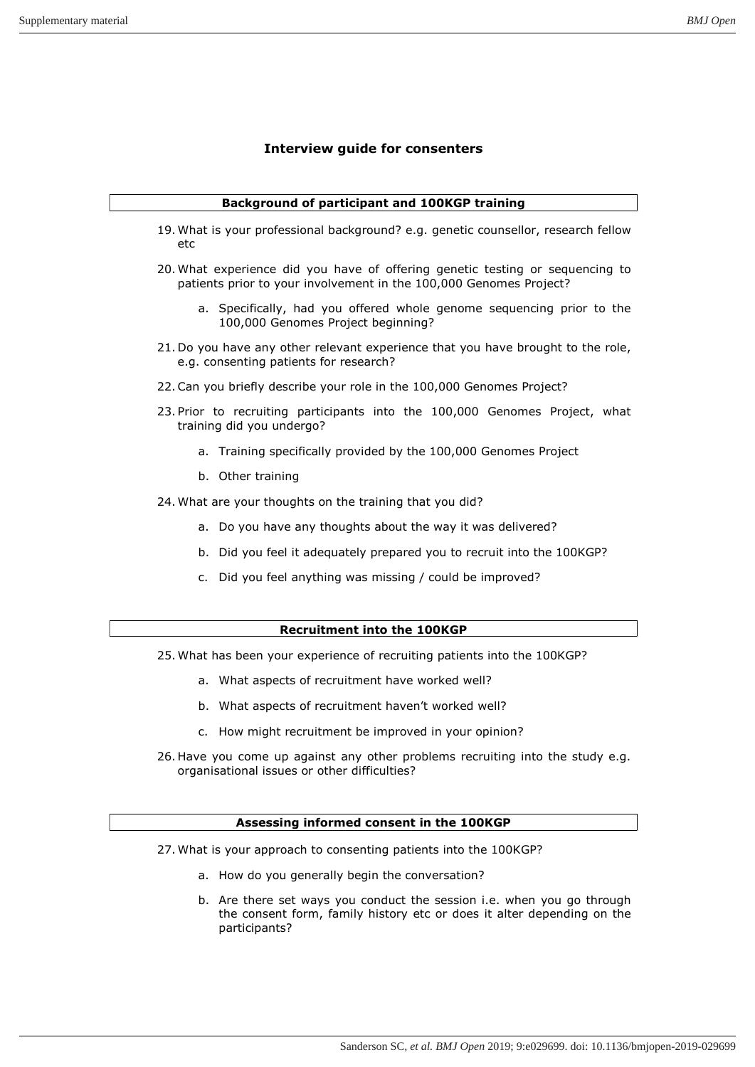## Interview guide for consenters

### Background of participant and 100KGP training

19. What is your professional background? e.g. genetic counsellor, research fellow etc
20. What experience did you have of offering genetic testing or sequencing to patients prior to your involvement in the 100,000 Genomes Project?
    a. Specifically, had you offered whole genome sequencing prior to the 100,000 Genomes Project beginning?
21. Do you have any other relevant experience that you have brought to the role, e.g. consenting patients for research?
22. Can you briefly describe your role in the 100,000 Genomes Project?
23. Prior to recruiting participants into the 100,000 Genomes Project, what training did you undergo?
    a. Training specifically provided by the 100,000 Genomes Project
    b. Other training
24. What are your thoughts on the training that you did?
    a. Do you have any thoughts about the way it was delivered?
    b. Did you feel it adequately prepared you to recruit into the 100KGP?
    c. Did you feel anything was missing / could be improved?

### Recruitment into the 100KGP

25. What has been your experience of recruiting patients into the 100KGP?
    a. What aspects of recruitment have worked well?
    b. What aspects of recruitment haven't worked well?
    c. How might recruitment be improved in your opinion?
26. Have you come up against any other problems recruiting into the study e.g. organisational issues or other difficulties?

### Assessing informed consent in the 100KGP

27. What is your approach to consenting patients into the 100KGP?
    a. How do you generally begin the conversation?
    b. Are there set ways you conduct the session i.e. when you go through the consent form, family history etc or does it alter depending on the participants?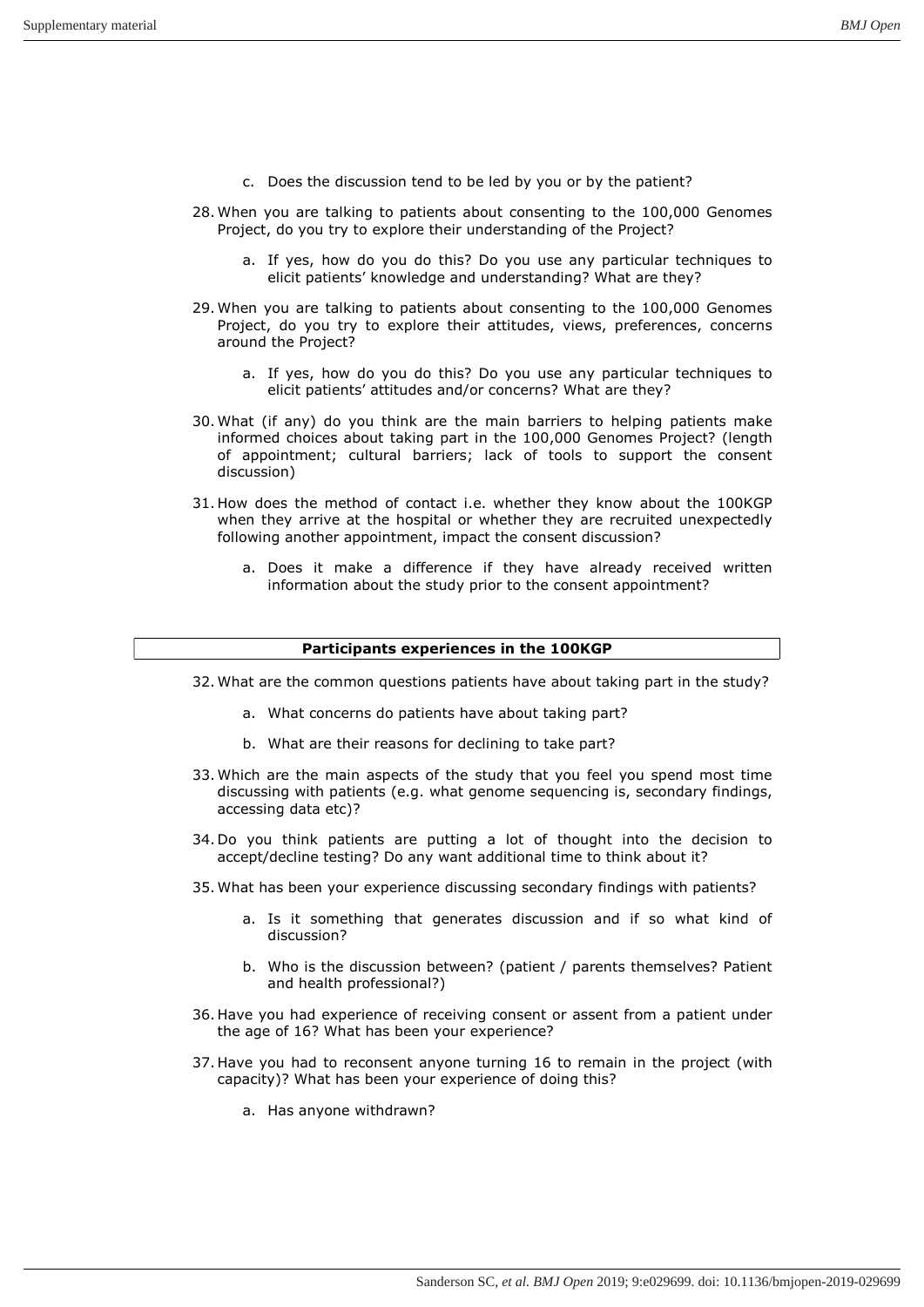c. Does the discussion tend to be led by you or by the patient?

28. When you are talking to patients about consenting to the 100,000 Genomes Project, do you try to explore their understanding of the Project?

    a. If yes, how do you do this? Do you use any particular techniques to elicit patients' knowledge and understanding? What are they?

29. When you are talking to patients about consenting to the 100,000 Genomes Project, do you try to explore their attitudes, views, preferences, concerns around the Project?

    a. If yes, how do you do this? Do you use any particular techniques to elicit patients' attitudes and/or concerns? What are they?

30. What (if any) do you think are the main barriers to helping patients make informed choices about taking part in the 100,000 Genomes Project? (length of appointment; cultural barriers; lack of tools to support the consent discussion)

31. How does the method of contact i.e. whether they know about the 100KGP when they arrive at the hospital or whether they are recruited unexpectedly following another appointment, impact the consent discussion?

    a. Does it make a difference if they have already received written information about the study prior to the consent appointment?

**Participants experiences in the 100KGP**

32. What are the common questions patients have about taking part in the study?

    a. What concerns do patients have about taking part?

    b. What are their reasons for declining to take part?

33. Which are the main aspects of the study that you feel you spend most time discussing with patients (e.g. what genome sequencing is, secondary findings, accessing data etc)?

34. Do you think patients are putting a lot of thought into the decision to accept/decline testing? Do any want additional time to think about it?

35. What has been your experience discussing secondary findings with patients?

    a. Is it something that generates discussion and if so what kind of discussion?

    b. Who is the discussion between? (patient / parents themselves? Patient and health professional?)

36. Have you had experience of receiving consent or assent from a patient under the age of 16? What has been your experience?

37. Have you had to reconsent anyone turning 16 to remain in the project (with capacity)? What has been your experience of doing this?

    a. Has anyone withdrawn?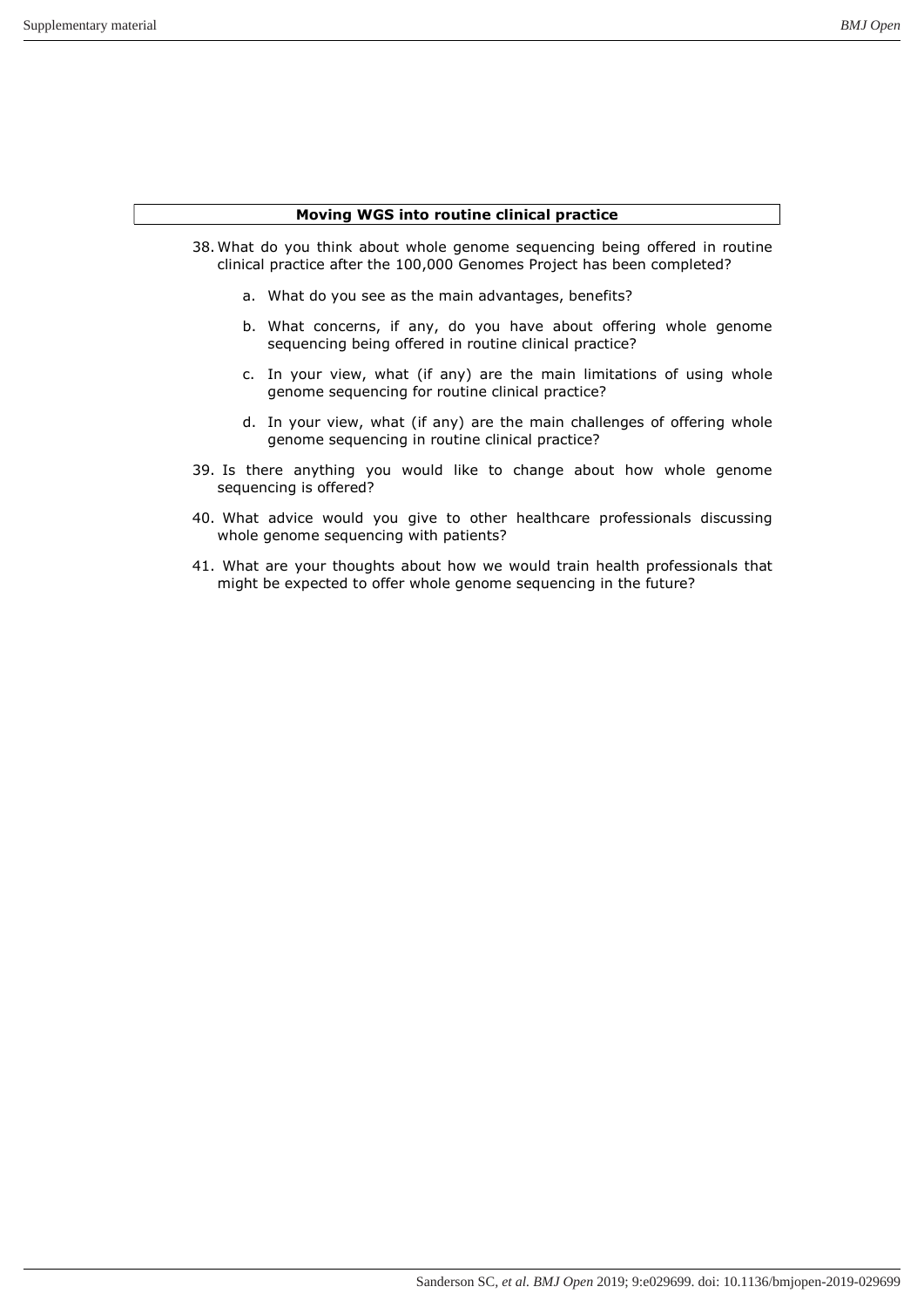## Moving WGS into routine clinical practice

38. What do you think about whole genome sequencing being offered in routine clinical practice after the 100,000 Genomes Project has been completed?

    a. What do you see as the main advantages, benefits?

    b. What concerns, if any, do you have about offering whole genome sequencing being offered in routine clinical practice?

    c. In your view, what (if any) are the main limitations of using whole genome sequencing for routine clinical practice?

    d. In your view, what (if any) are the main challenges of offering whole genome sequencing in routine clinical practice?

39. Is there anything you would like to change about how whole genome sequencing is offered?

40. What advice would you give to other healthcare professionals discussing whole genome sequencing with patients?

41. What are your thoughts about how we would train health professionals that might be expected to offer whole genome sequencing in the future?